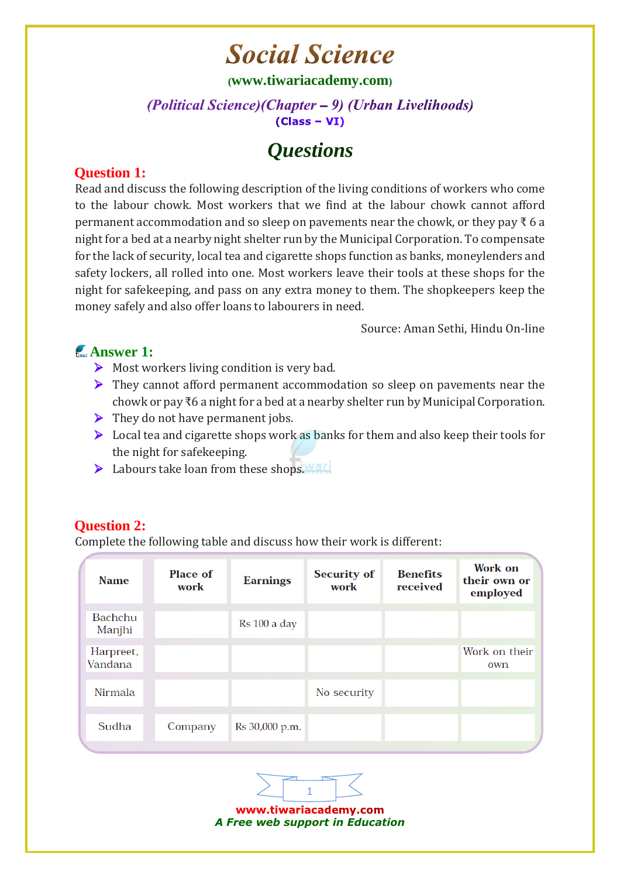# Social Science

(www.tiwariacademy.com)

*(Political Science)(Chapter – 9) (Urban Livelihoods)*

**(Class – VI)**

## Questions

### Question 1:

Read and discuss the following description of the living conditions of workers who come to the labour chowk. Most workers that we find at the labour chowk cannot afford permanent accommodation and so sleep on pavements near the chowk, or they pay ₹ 6 a night for a bed at a nearby night shelter run by the Municipal Corporation. To compensate for the lack of security, local tea and cigarette shops function as banks, moneylenders and safety lockers, all rolled into one. Most workers leave their tools at these shops for the night for safekeeping, and pass on any extra money to them. The shopkeepers keep the money safely and also offer loans to labourers in need.

Source: Aman Sethi, Hindu On-line

### Answer 1:

- Most workers living condition is very bad.
- They cannot afford permanent accommodation so sleep on pavements near the chowk or pay ₹6 a night for a bed at a nearby shelter run by Municipal Corporation.
- They do not have permanent jobs.
- Local tea and cigarette shops work as banks for them and also keep their tools for the night for safekeeping.
- Labours take loan from these shops.

### Question 2:

Complete the following table and discuss how their work is different:

| Name | Place of work | Earnings | Security of work | Benefits received | Work on their own or employed |
|---|---|---|---|---|---|
| Bachchu Manjhi | | Rs 100 a day | | | |
| Harpreet, Vandana | | | | | Work on their own |
| Nirmala | | | No security | | |
| Sudha | Company | Rs 30,000 p.m. | | | |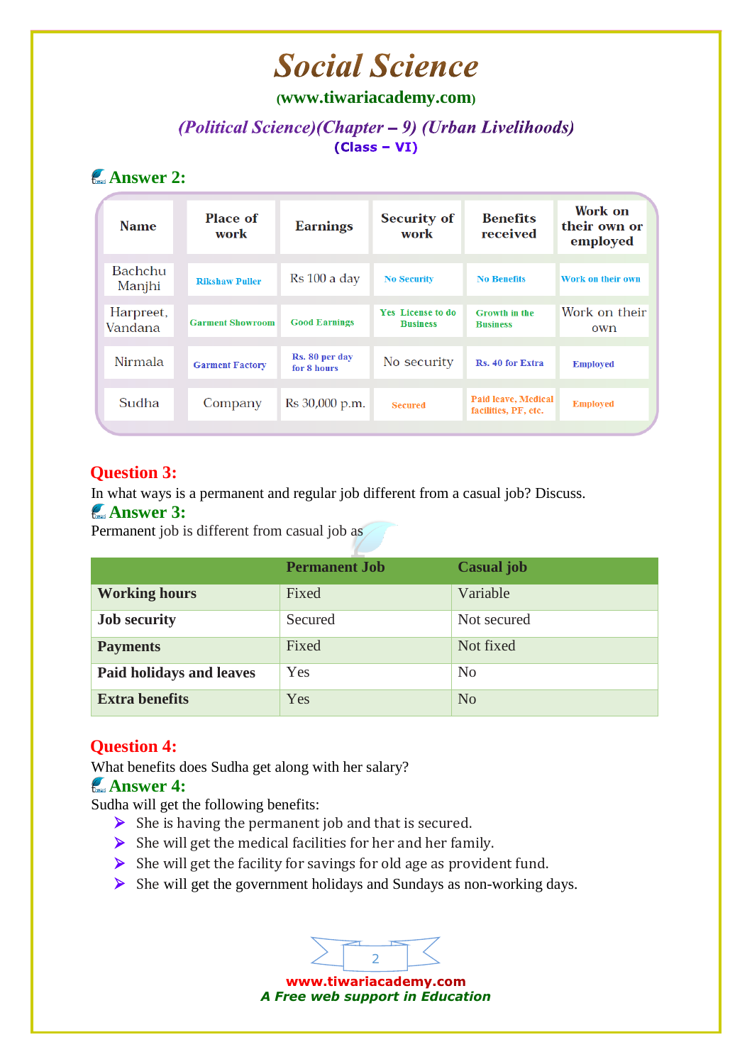# Social Science

(www.tiwariacademy.com)

*(Political Science)(Chapter – 9) (Urban Livelihoods)*

**(Class – VI)**

## Answer 2:

| Name | Place of work | Earnings | Security of work | Benefits received | Work on their own or employed |
|---|---|---|---|---|---|
| Bachchu Manjhi | Rikshaw Puller | Rs 100 a day | No Security | No Benefits | Work on their own |
| Harpreet, Vandana | Garment Showroom | Good Earnings | Yes License to do Business | Growth in the Business | Work on their own |
| Nirmala | Garment Factory | Rs. 80 per day for 8 hours | No security | Rs. 40 for Extra | Employed |
| Sudha | Company | Rs 30,000 p.m. | Secured | Paid leave, Medical facilities, PF, etc. | Employed |

## Question 3:

In what ways is a permanent and regular job different from a casual job? Discuss.

## Answer 3:

Permanent job is different from casual job as

| | Permanent Job | Casual job |
|---|---|---|
| **Working hours** | Fixed | Variable |
| **Job security** | Secured | Not secured |
| **Payments** | Fixed | Not fixed |
| **Paid holidays and leaves** | Yes | No |
| **Extra benefits** | Yes | No |

## Question 4:

What benefits does Sudha get along with her salary?

## Answer 4:

Sudha will get the following benefits:

- She is having the permanent job and that is secured.
- She will get the medical facilities for her and her family.
- She will get the facility for savings for old age as provident fund.
- She will get the government holidays and Sundays as non-working days.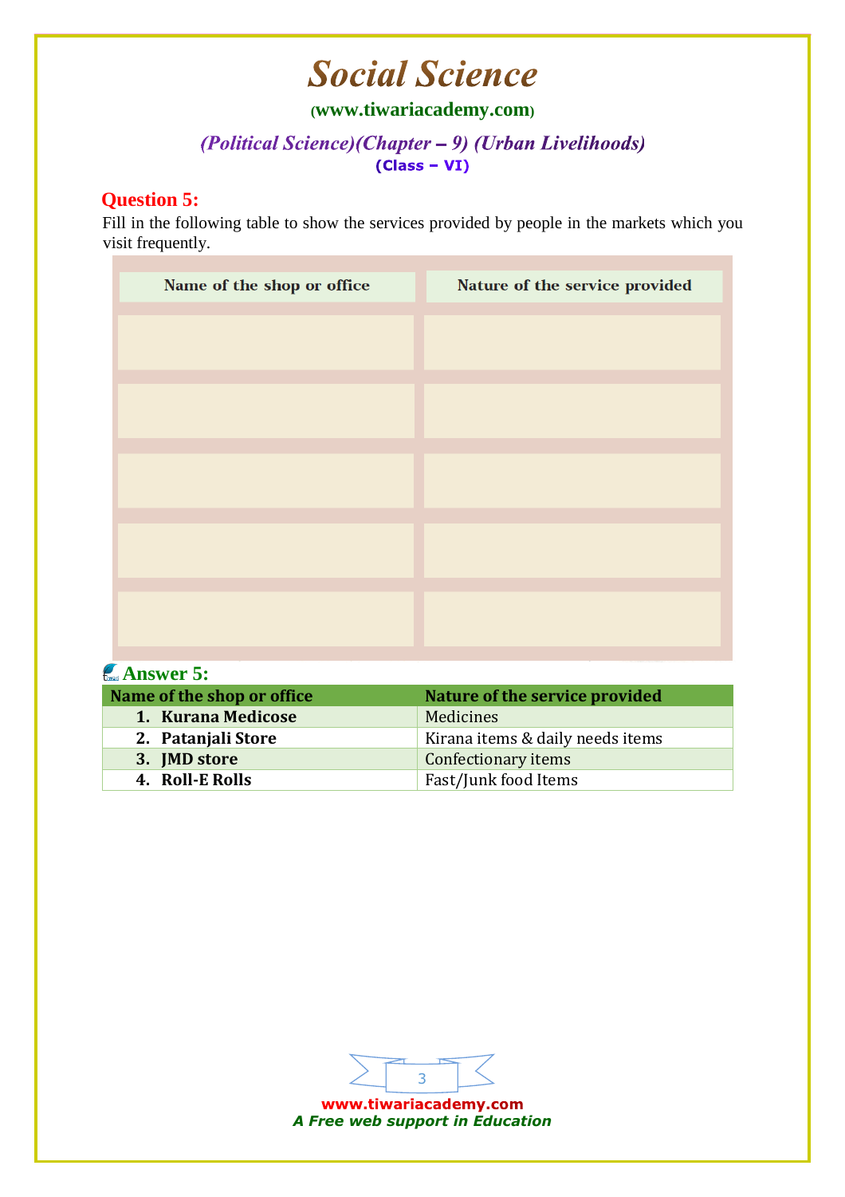# Social Science

(www.tiwariacademy.com)

*(Political Science)(Chapter – 9) (Urban Livelihoods)*

**(Class – VI)**

## Question 5:

Fill in the following table to show the services provided by people in the markets which you visit frequently.

| Name of the shop or office | Nature of the service provided |
|---|---|
| | |
| | |
| | |
| | |
| | |

## Answer 5:

| Name of the shop or office | Nature of the service provided |
|---|---|
| **1. Kurana Medicose** | Medicines |
| **2. Patanjali Store** | Kirana items & daily needs items |
| **3. JMD store** | Confectionary items |
| **4. Roll-E Rolls** | Fast/Junk food Items |